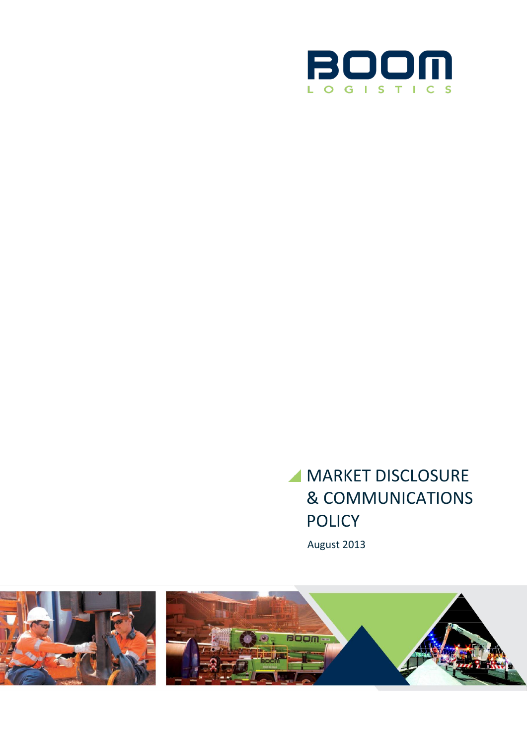BOOM

LOGISTICS

# MARKET DISCLOSURE & COMMUNICATIONS POLICY

August 2013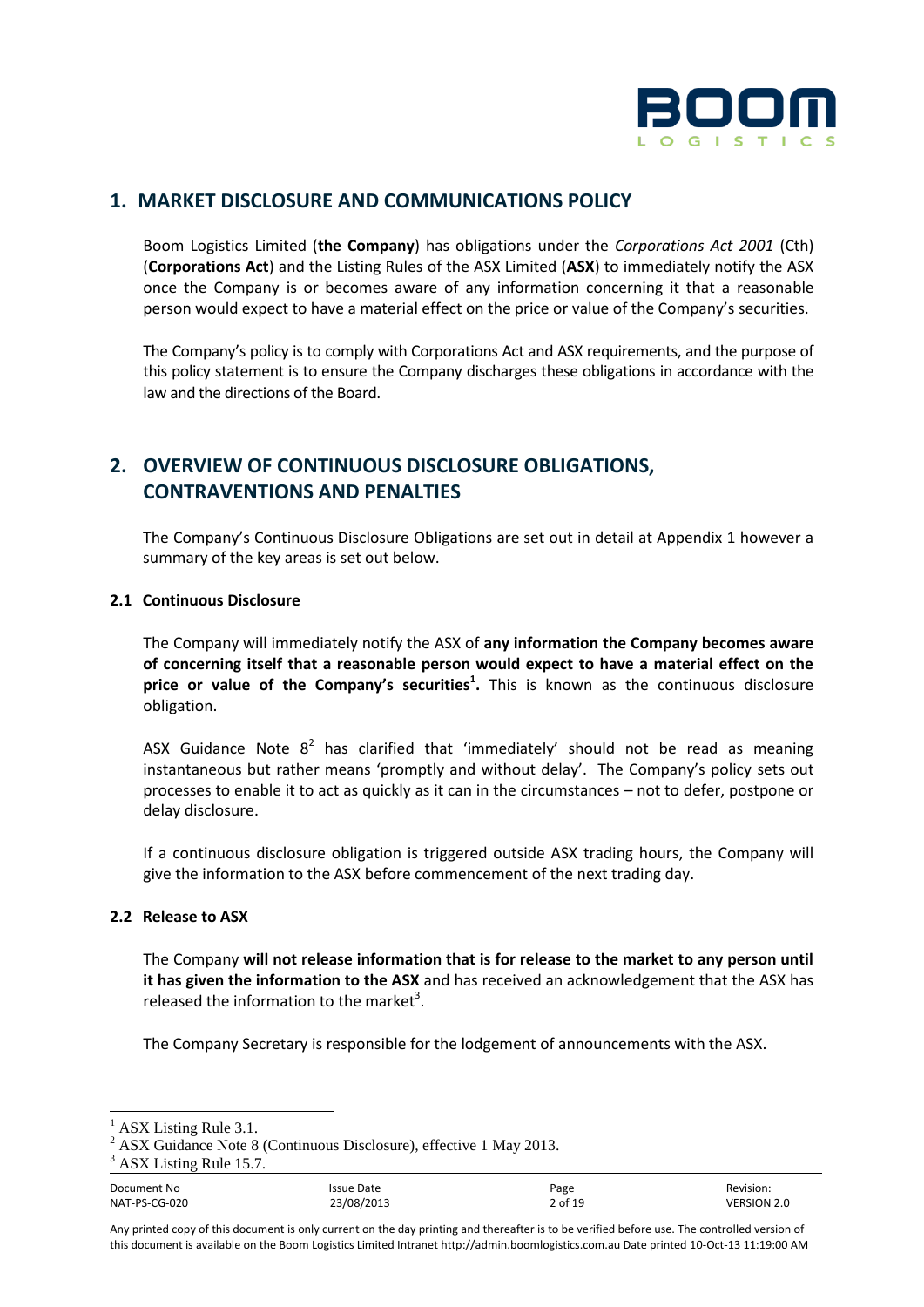## 1. MARKET DISCLOSURE AND COMMUNICATIONS POLICY

Boom Logistics Limited (**the Company**) has obligations under the *Corporations Act 2001* (Cth) (**Corporations Act**) and the Listing Rules of the ASX Limited (**ASX**) to immediately notify the ASX once the Company is or becomes aware of any information concerning it that a reasonable person would expect to have a material effect on the price or value of the Company's securities.

The Company's policy is to comply with Corporations Act and ASX requirements, and the purpose of this policy statement is to ensure the Company discharges these obligations in accordance with the law and the directions of the Board.

## 2. OVERVIEW OF CONTINUOUS DISCLOSURE OBLIGATIONS, CONTRAVENTIONS AND PENALTIES

The Company's Continuous Disclosure Obligations are set out in detail at Appendix 1 however a summary of the key areas is set out below.

### 2.1 Continuous Disclosure

The Company will immediately notify the ASX of **any information the Company becomes aware of concerning itself that a reasonable person would expect to have a material effect on the price or value of the Company's securities[1].** This is known as the continuous disclosure obligation.

ASX Guidance Note 8[2] has clarified that 'immediately' should not be read as meaning instantaneous but rather means 'promptly and without delay'. The Company's policy sets out processes to enable it to act as quickly as it can in the circumstances – not to defer, postpone or delay disclosure.

If a continuous disclosure obligation is triggered outside ASX trading hours, the Company will give the information to the ASX before commencement of the next trading day.

### 2.2 Release to ASX

The Company **will not release information that is for release to the market to any person until it has given the information to the ASX** and has received an acknowledgement that the ASX has released the information to the market[3].

The Company Secretary is responsible for the lodgement of announcements with the ASX.

---

[1] ASX Listing Rule 3.1.

[2] ASX Guidance Note 8 (Continuous Disclosure), effective 1 May 2013.

[3] ASX Listing Rule 15.7.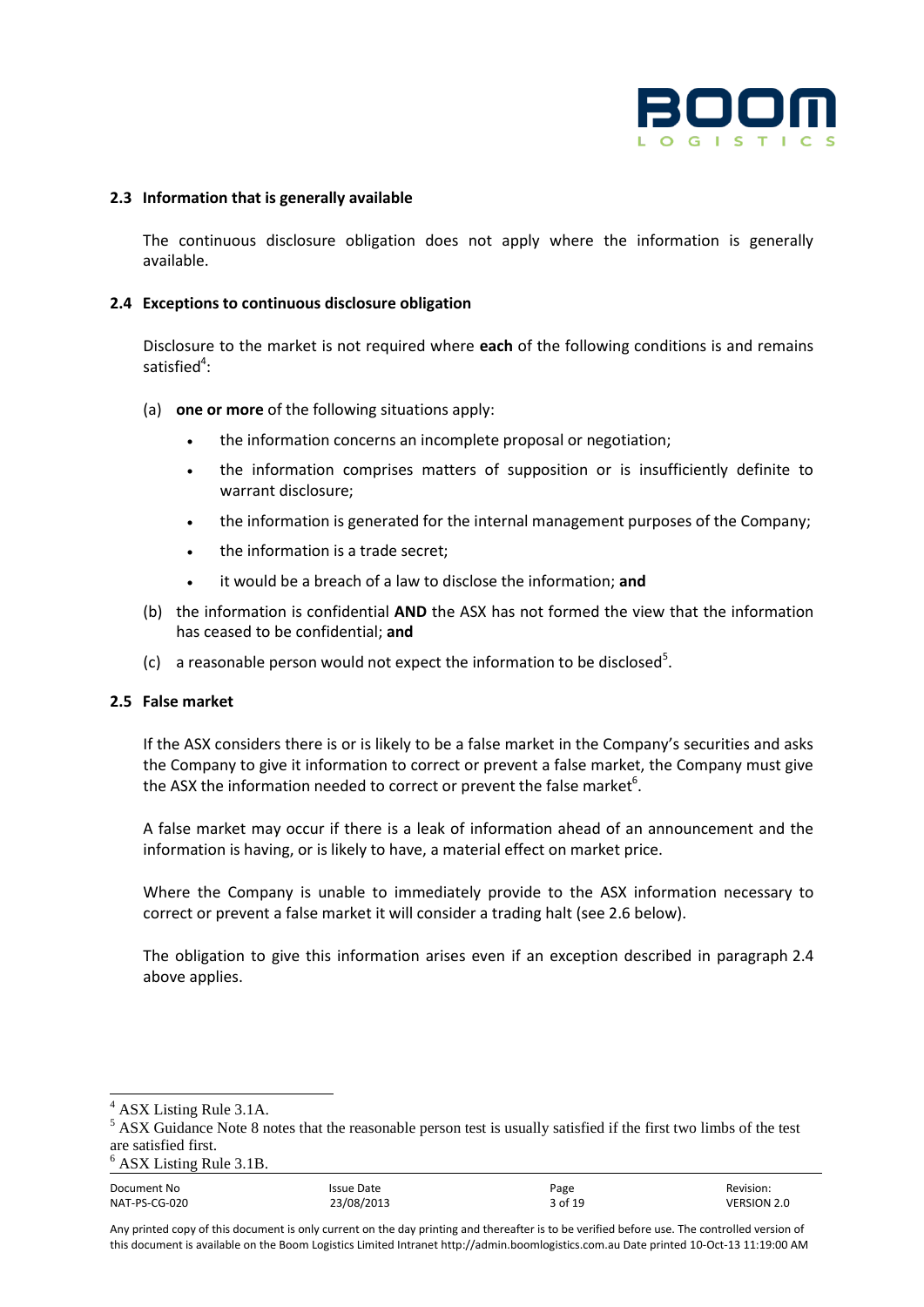### 2.3 Information that is generally available

The continuous disclosure obligation does not apply where the information is generally available.

### 2.4 Exceptions to continuous disclosure obligation

Disclosure to the market is not required where **each** of the following conditions is and remains satisfied[4]:

(a) **one or more** of the following situations apply:

- the information concerns an incomplete proposal or negotiation;
- the information comprises matters of supposition or is insufficiently definite to warrant disclosure;
- the information is generated for the internal management purposes of the Company;
- the information is a trade secret;
- it would be a breach of a law to disclose the information; **and**

(b) the information is confidential **AND** the ASX has not formed the view that the information has ceased to be confidential; **and**

(c) a reasonable person would not expect the information to be disclosed[5].

### 2.5 False market

If the ASX considers there is or is likely to be a false market in the Company's securities and asks the Company to give it information to correct or prevent a false market, the Company must give the ASX the information needed to correct or prevent the false market[6].

A false market may occur if there is a leak of information ahead of an announcement and the information is having, or is likely to have, a material effect on market price.

Where the Company is unable to immediately provide to the ASX information necessary to correct or prevent a false market it will consider a trading halt (see 2.6 below).

The obligation to give this information arises even if an exception described in paragraph 2.4 above applies.

---

[4] ASX Listing Rule 3.1A.

[5] ASX Guidance Note 8 notes that the reasonable person test is usually satisfied if the first two limbs of the test are satisfied first.

[6] ASX Listing Rule 3.1B.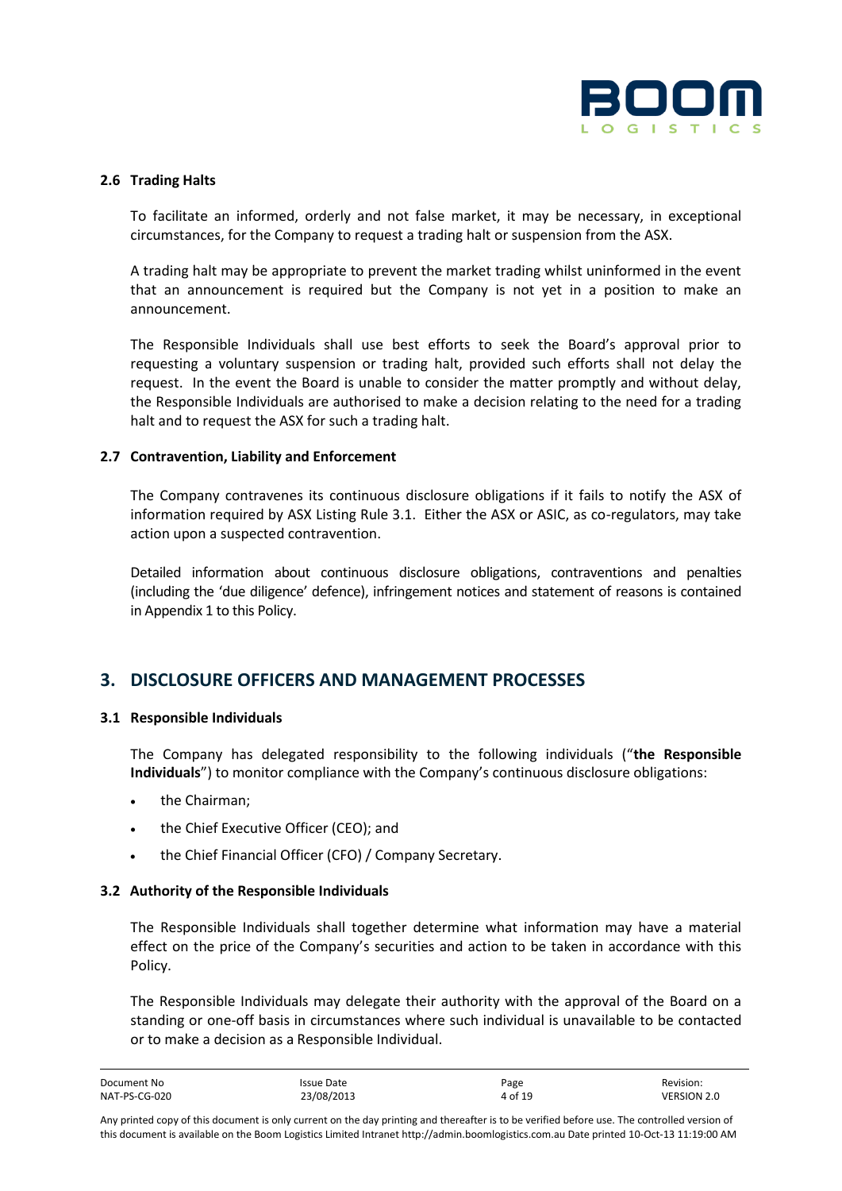### 2.6 Trading Halts

To facilitate an informed, orderly and not false market, it may be necessary, in exceptional circumstances, for the Company to request a trading halt or suspension from the ASX.

A trading halt may be appropriate to prevent the market trading whilst uninformed in the event that an announcement is required but the Company is not yet in a position to make an announcement.

The Responsible Individuals shall use best efforts to seek the Board's approval prior to requesting a voluntary suspension or trading halt, provided such efforts shall not delay the request. In the event the Board is unable to consider the matter promptly and without delay, the Responsible Individuals are authorised to make a decision relating to the need for a trading halt and to request the ASX for such a trading halt.

### 2.7 Contravention, Liability and Enforcement

The Company contravenes its continuous disclosure obligations if it fails to notify the ASX of information required by ASX Listing Rule 3.1. Either the ASX or ASIC, as co-regulators, may take action upon a suspected contravention.

Detailed information about continuous disclosure obligations, contraventions and penalties (including the 'due diligence' defence), infringement notices and statement of reasons is contained in Appendix 1 to this Policy.

## 3. DISCLOSURE OFFICERS AND MANAGEMENT PROCESSES

### 3.1 Responsible Individuals

The Company has delegated responsibility to the following individuals ("**the Responsible Individuals**") to monitor compliance with the Company's continuous disclosure obligations:

- the Chairman;
- the Chief Executive Officer (CEO); and
- the Chief Financial Officer (CFO) / Company Secretary.

### 3.2 Authority of the Responsible Individuals

The Responsible Individuals shall together determine what information may have a material effect on the price of the Company's securities and action to be taken in accordance with this Policy.

The Responsible Individuals may delegate their authority with the approval of the Board on a standing or one-off basis in circumstances where such individual is unavailable to be contacted or to make a decision as a Responsible Individual.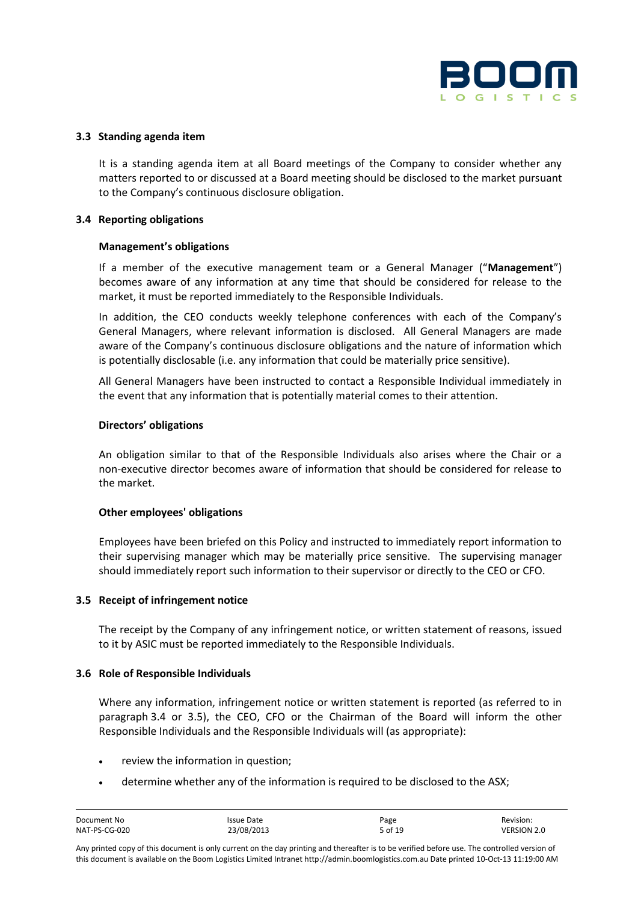### 3.3 Standing agenda item

It is a standing agenda item at all Board meetings of the Company to consider whether any matters reported to or discussed at a Board meeting should be disclosed to the market pursuant to the Company's continuous disclosure obligation.

### 3.4 Reporting obligations

**Management's obligations**

If a member of the executive management team or a General Manager ("**Management**") becomes aware of any information at any time that should be considered for release to the market, it must be reported immediately to the Responsible Individuals.

In addition, the CEO conducts weekly telephone conferences with each of the Company's General Managers, where relevant information is disclosed. All General Managers are made aware of the Company's continuous disclosure obligations and the nature of information which is potentially disclosable (i.e. any information that could be materially price sensitive).

All General Managers have been instructed to contact a Responsible Individual immediately in the event that any information that is potentially material comes to their attention.

**Directors' obligations**

An obligation similar to that of the Responsible Individuals also arises where the Chair or a non-executive director becomes aware of information that should be considered for release to the market.

**Other employees' obligations**

Employees have been briefed on this Policy and instructed to immediately report information to their supervising manager which may be materially price sensitive. The supervising manager should immediately report such information to their supervisor or directly to the CEO or CFO.

### 3.5 Receipt of infringement notice

The receipt by the Company of any infringement notice, or written statement of reasons, issued to it by ASIC must be reported immediately to the Responsible Individuals.

### 3.6 Role of Responsible Individuals

Where any information, infringement notice or written statement is reported (as referred to in paragraph 3.4 or 3.5), the CEO, CFO or the Chairman of the Board will inform the other Responsible Individuals and the Responsible Individuals will (as appropriate):

- review the information in question;
- determine whether any of the information is required to be disclosed to the ASX;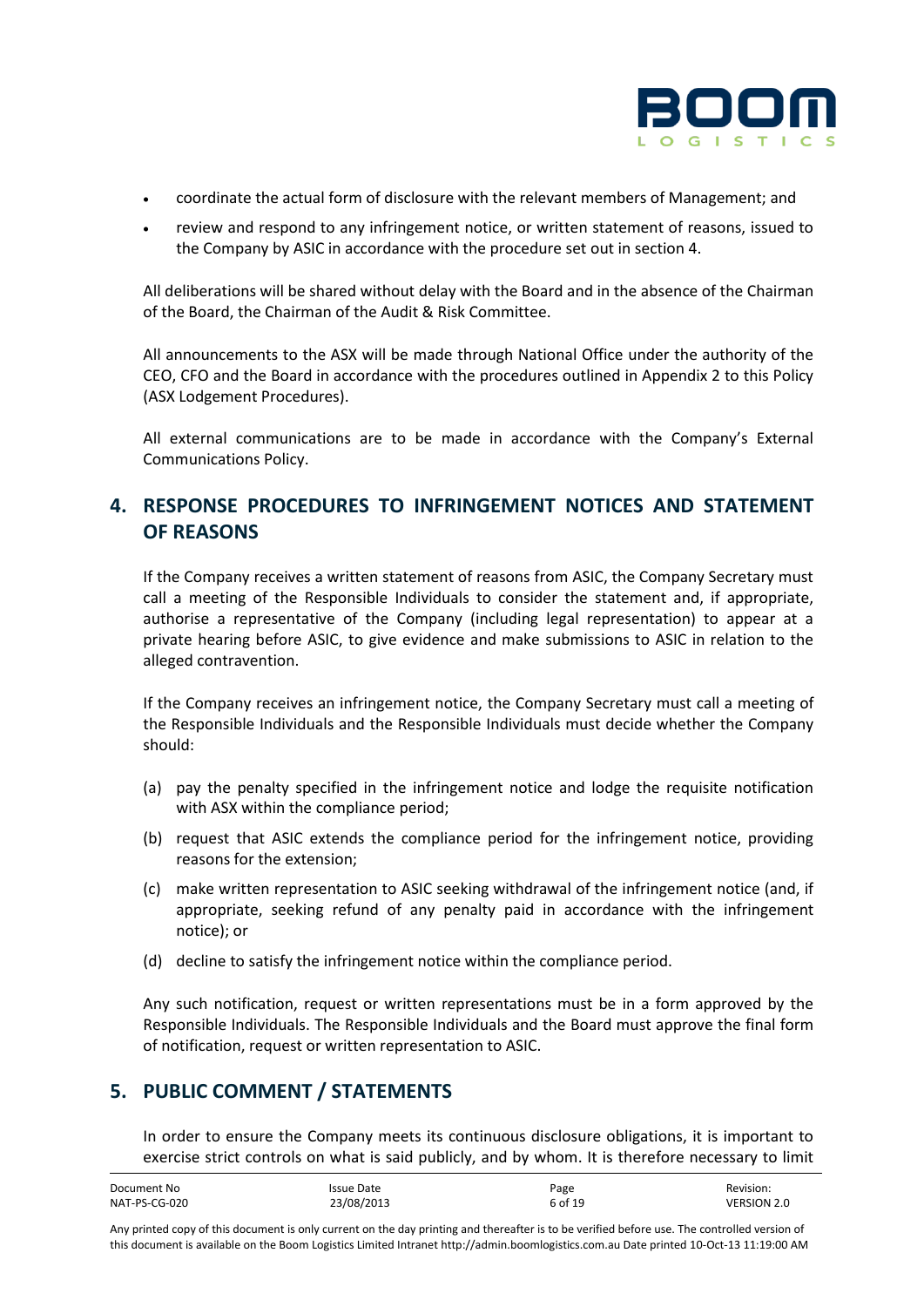- coordinate the actual form of disclosure with the relevant members of Management; and
- review and respond to any infringement notice, or written statement of reasons, issued to the Company by ASIC in accordance with the procedure set out in section 4.

All deliberations will be shared without delay with the Board and in the absence of the Chairman of the Board, the Chairman of the Audit & Risk Committee.

All announcements to the ASX will be made through National Office under the authority of the CEO, CFO and the Board in accordance with the procedures outlined in Appendix 2 to this Policy (ASX Lodgement Procedures).

All external communications are to be made in accordance with the Company's External Communications Policy.

## 4. RESPONSE PROCEDURES TO INFRINGEMENT NOTICES AND STATEMENT OF REASONS

If the Company receives a written statement of reasons from ASIC, the Company Secretary must call a meeting of the Responsible Individuals to consider the statement and, if appropriate, authorise a representative of the Company (including legal representation) to appear at a private hearing before ASIC, to give evidence and make submissions to ASIC in relation to the alleged contravention.

If the Company receives an infringement notice, the Company Secretary must call a meeting of the Responsible Individuals and the Responsible Individuals must decide whether the Company should:

(a) pay the penalty specified in the infringement notice and lodge the requisite notification with ASX within the compliance period;

(b) request that ASIC extends the compliance period for the infringement notice, providing reasons for the extension;

(c) make written representation to ASIC seeking withdrawal of the infringement notice (and, if appropriate, seeking refund of any penalty paid in accordance with the infringement notice); or

(d) decline to satisfy the infringement notice within the compliance period.

Any such notification, request or written representations must be in a form approved by the Responsible Individuals. The Responsible Individuals and the Board must approve the final form of notification, request or written representation to ASIC.

## 5. PUBLIC COMMENT / STATEMENTS

In order to ensure the Company meets its continuous disclosure obligations, it is important to exercise strict controls on what is said publicly, and by whom. It is therefore necessary to limit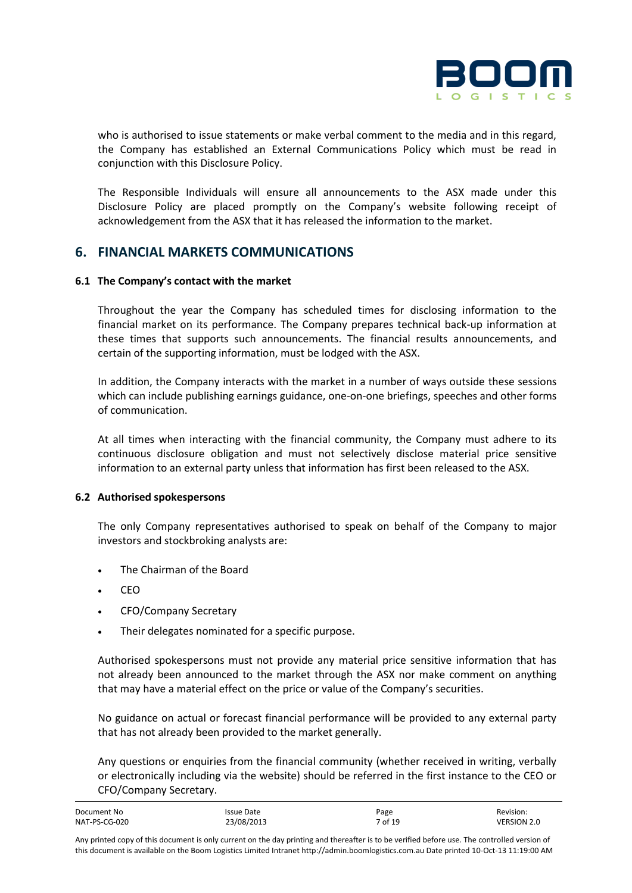who is authorised to issue statements or make verbal comment to the media and in this regard, the Company has established an External Communications Policy which must be read in conjunction with this Disclosure Policy.

The Responsible Individuals will ensure all announcements to the ASX made under this Disclosure Policy are placed promptly on the Company's website following receipt of acknowledgement from the ASX that it has released the information to the market.

## 6. FINANCIAL MARKETS COMMUNICATIONS

### 6.1 The Company's contact with the market

Throughout the year the Company has scheduled times for disclosing information to the financial market on its performance. The Company prepares technical back-up information at these times that supports such announcements. The financial results announcements, and certain of the supporting information, must be lodged with the ASX.

In addition, the Company interacts with the market in a number of ways outside these sessions which can include publishing earnings guidance, one-on-one briefings, speeches and other forms of communication.

At all times when interacting with the financial community, the Company must adhere to its continuous disclosure obligation and must not selectively disclose material price sensitive information to an external party unless that information has first been released to the ASX.

### 6.2 Authorised spokespersons

The only Company representatives authorised to speak on behalf of the Company to major investors and stockbroking analysts are:

- The Chairman of the Board
- CEO
- CFO/Company Secretary
- Their delegates nominated for a specific purpose.

Authorised spokespersons must not provide any material price sensitive information that has not already been announced to the market through the ASX nor make comment on anything that may have a material effect on the price or value of the Company's securities.

No guidance on actual or forecast financial performance will be provided to any external party that has not already been provided to the market generally.

Any questions or enquiries from the financial community (whether received in writing, verbally or electronically including via the website) should be referred in the first instance to the CEO or CFO/Company Secretary.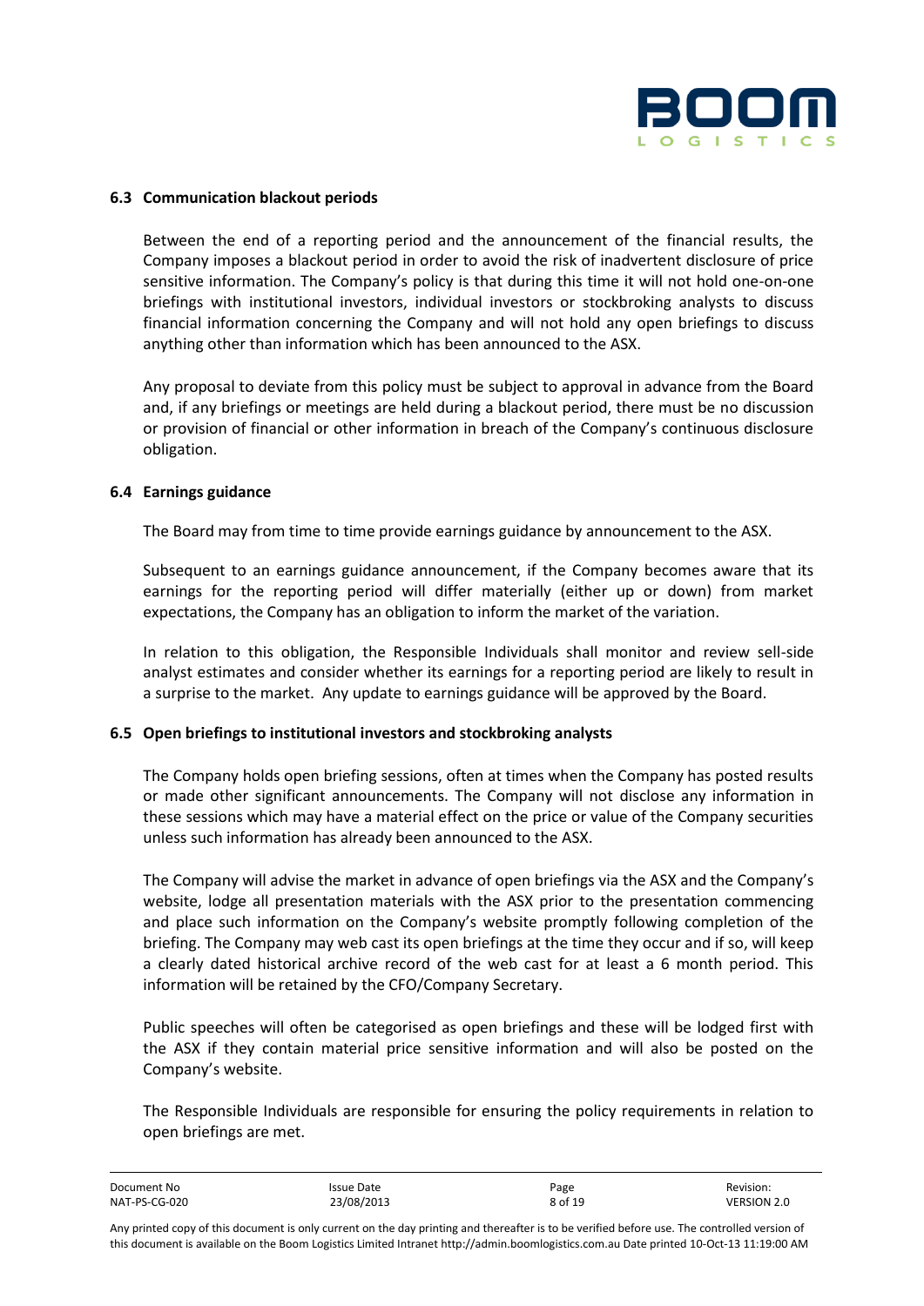### 6.3 Communication blackout periods

Between the end of a reporting period and the announcement of the financial results, the Company imposes a blackout period in order to avoid the risk of inadvertent disclosure of price sensitive information. The Company's policy is that during this time it will not hold one-on-one briefings with institutional investors, individual investors or stockbroking analysts to discuss financial information concerning the Company and will not hold any open briefings to discuss anything other than information which has been announced to the ASX.

Any proposal to deviate from this policy must be subject to approval in advance from the Board and, if any briefings or meetings are held during a blackout period, there must be no discussion or provision of financial or other information in breach of the Company's continuous disclosure obligation.

### 6.4 Earnings guidance

The Board may from time to time provide earnings guidance by announcement to the ASX.

Subsequent to an earnings guidance announcement, if the Company becomes aware that its earnings for the reporting period will differ materially (either up or down) from market expectations, the Company has an obligation to inform the market of the variation.

In relation to this obligation, the Responsible Individuals shall monitor and review sell-side analyst estimates and consider whether its earnings for a reporting period are likely to result in a surprise to the market. Any update to earnings guidance will be approved by the Board.

### 6.5 Open briefings to institutional investors and stockbroking analysts

The Company holds open briefing sessions, often at times when the Company has posted results or made other significant announcements. The Company will not disclose any information in these sessions which may have a material effect on the price or value of the Company securities unless such information has already been announced to the ASX.

The Company will advise the market in advance of open briefings via the ASX and the Company's website, lodge all presentation materials with the ASX prior to the presentation commencing and place such information on the Company's website promptly following completion of the briefing. The Company may web cast its open briefings at the time they occur and if so, will keep a clearly dated historical archive record of the web cast for at least a 6 month period. This information will be retained by the CFO/Company Secretary.

Public speeches will often be categorised as open briefings and these will be lodged first with the ASX if they contain material price sensitive information and will also be posted on the Company's website.

The Responsible Individuals are responsible for ensuring the policy requirements in relation to open briefings are met.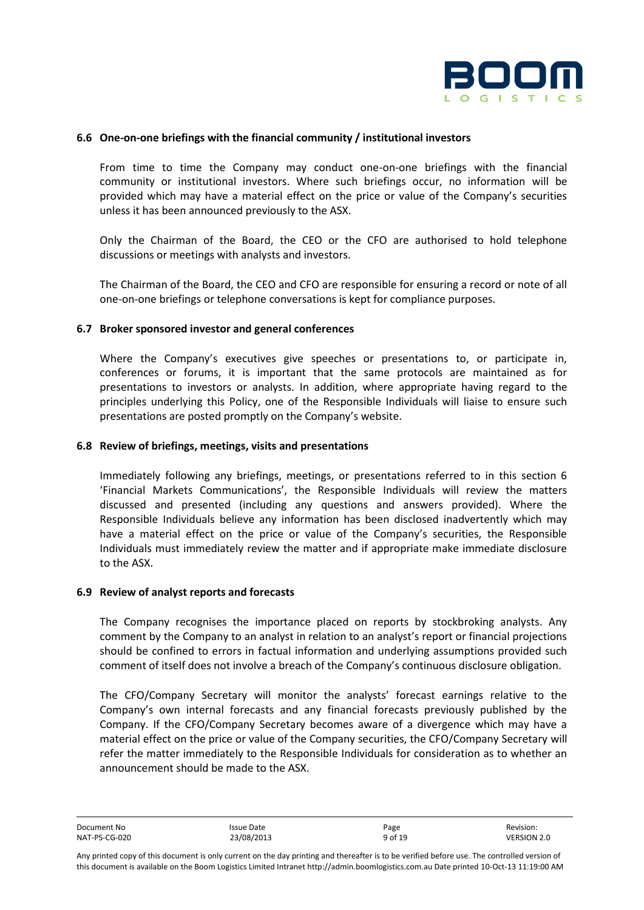### 6.6 One-on-one briefings with the financial community / institutional investors

From time to time the Company may conduct one-on-one briefings with the financial community or institutional investors. Where such briefings occur, no information will be provided which may have a material effect on the price or value of the Company's securities unless it has been announced previously to the ASX.

Only the Chairman of the Board, the CEO or the CFO are authorised to hold telephone discussions or meetings with analysts and investors.

The Chairman of the Board, the CEO and CFO are responsible for ensuring a record or note of all one-on-one briefings or telephone conversations is kept for compliance purposes.

### 6.7 Broker sponsored investor and general conferences

Where the Company's executives give speeches or presentations to, or participate in, conferences or forums, it is important that the same protocols are maintained as for presentations to investors or analysts. In addition, where appropriate having regard to the principles underlying this Policy, one of the Responsible Individuals will liaise to ensure such presentations are posted promptly on the Company's website.

### 6.8 Review of briefings, meetings, visits and presentations

Immediately following any briefings, meetings, or presentations referred to in this section 6 'Financial Markets Communications', the Responsible Individuals will review the matters discussed and presented (including any questions and answers provided). Where the Responsible Individuals believe any information has been disclosed inadvertently which may have a material effect on the price or value of the Company's securities, the Responsible Individuals must immediately review the matter and if appropriate make immediate disclosure to the ASX.

### 6.9 Review of analyst reports and forecasts

The Company recognises the importance placed on reports by stockbroking analysts. Any comment by the Company to an analyst in relation to an analyst's report or financial projections should be confined to errors in factual information and underlying assumptions provided such comment of itself does not involve a breach of the Company's continuous disclosure obligation.

The CFO/Company Secretary will monitor the analysts' forecast earnings relative to the Company's own internal forecasts and any financial forecasts previously published by the Company. If the CFO/Company Secretary becomes aware of a divergence which may have a material effect on the price or value of the Company securities, the CFO/Company Secretary will refer the matter immediately to the Responsible Individuals for consideration as to whether an announcement should be made to the ASX.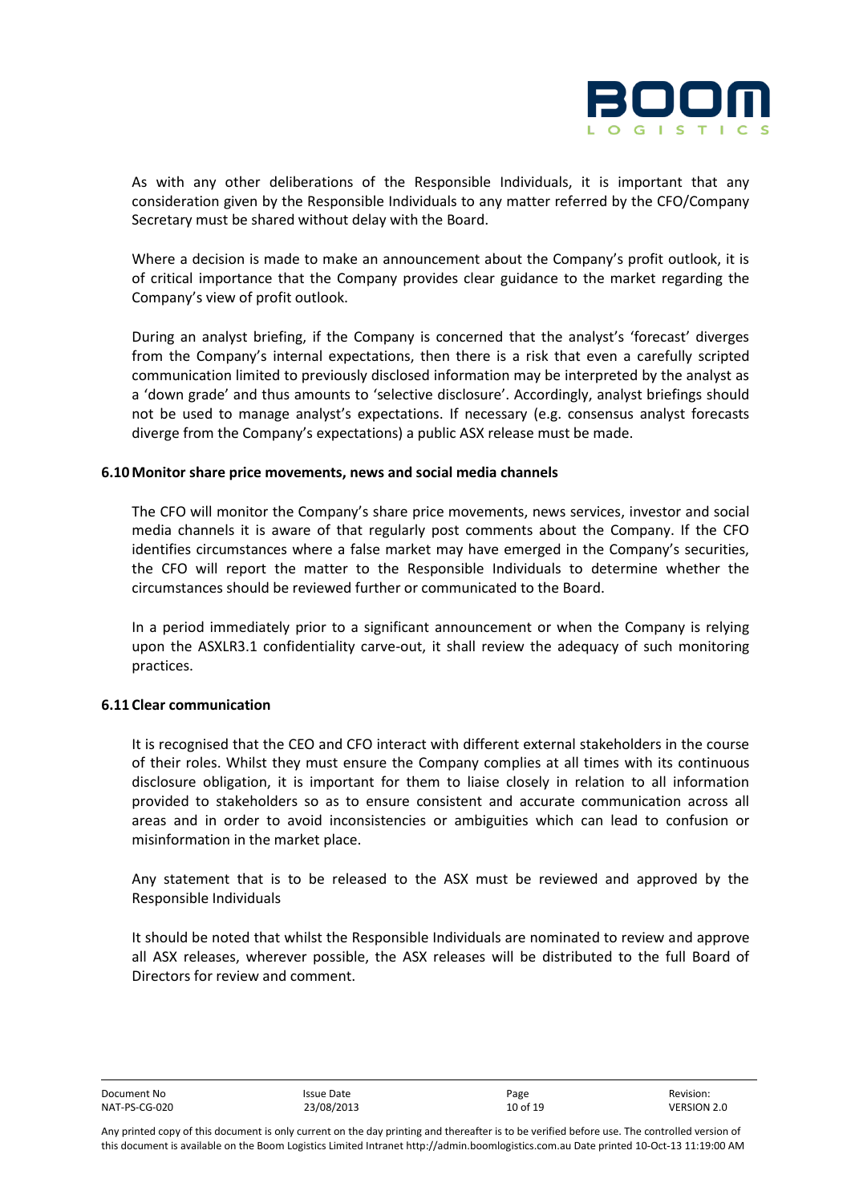As with any other deliberations of the Responsible Individuals, it is important that any consideration given by the Responsible Individuals to any matter referred by the CFO/Company Secretary must be shared without delay with the Board.

Where a decision is made to make an announcement about the Company's profit outlook, it is of critical importance that the Company provides clear guidance to the market regarding the Company's view of profit outlook.

During an analyst briefing, if the Company is concerned that the analyst's 'forecast' diverges from the Company's internal expectations, then there is a risk that even a carefully scripted communication limited to previously disclosed information may be interpreted by the analyst as a 'down grade' and thus amounts to 'selective disclosure'. Accordingly, analyst briefings should not be used to manage analyst's expectations. If necessary (e.g. consensus analyst forecasts diverge from the Company's expectations) a public ASX release must be made.

### 6.10 Monitor share price movements, news and social media channels

The CFO will monitor the Company's share price movements, news services, investor and social media channels it is aware of that regularly post comments about the Company. If the CFO identifies circumstances where a false market may have emerged in the Company's securities, the CFO will report the matter to the Responsible Individuals to determine whether the circumstances should be reviewed further or communicated to the Board.

In a period immediately prior to a significant announcement or when the Company is relying upon the ASXLR3.1 confidentiality carve-out, it shall review the adequacy of such monitoring practices.

### 6.11 Clear communication

It is recognised that the CEO and CFO interact with different external stakeholders in the course of their roles. Whilst they must ensure the Company complies at all times with its continuous disclosure obligation, it is important for them to liaise closely in relation to all information provided to stakeholders so as to ensure consistent and accurate communication across all areas and in order to avoid inconsistencies or ambiguities which can lead to confusion or misinformation in the market place.

Any statement that is to be released to the ASX must be reviewed and approved by the Responsible Individuals

It should be noted that whilst the Responsible Individuals are nominated to review and approve all ASX releases, wherever possible, the ASX releases will be distributed to the full Board of Directors for review and comment.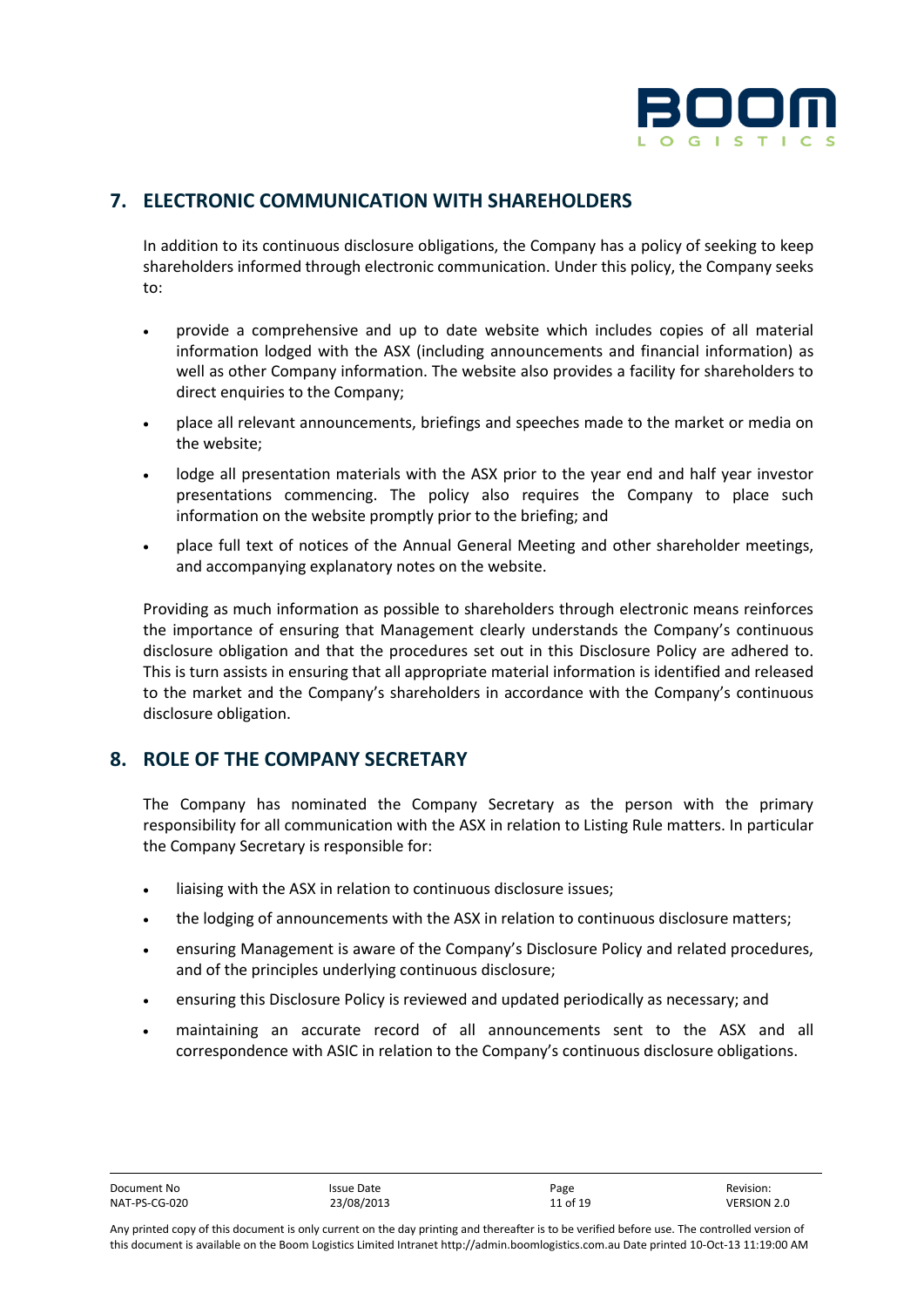## 7. ELECTRONIC COMMUNICATION WITH SHAREHOLDERS

In addition to its continuous disclosure obligations, the Company has a policy of seeking to keep shareholders informed through electronic communication. Under this policy, the Company seeks to:

- provide a comprehensive and up to date website which includes copies of all material information lodged with the ASX (including announcements and financial information) as well as other Company information. The website also provides a facility for shareholders to direct enquiries to the Company;
- place all relevant announcements, briefings and speeches made to the market or media on the website;
- lodge all presentation materials with the ASX prior to the year end and half year investor presentations commencing. The policy also requires the Company to place such information on the website promptly prior to the briefing; and
- place full text of notices of the Annual General Meeting and other shareholder meetings, and accompanying explanatory notes on the website.

Providing as much information as possible to shareholders through electronic means reinforces the importance of ensuring that Management clearly understands the Company's continuous disclosure obligation and that the procedures set out in this Disclosure Policy are adhered to. This is turn assists in ensuring that all appropriate material information is identified and released to the market and the Company's shareholders in accordance with the Company's continuous disclosure obligation.

## 8. ROLE OF THE COMPANY SECRETARY

The Company has nominated the Company Secretary as the person with the primary responsibility for all communication with the ASX in relation to Listing Rule matters. In particular the Company Secretary is responsible for:

- liaising with the ASX in relation to continuous disclosure issues;
- the lodging of announcements with the ASX in relation to continuous disclosure matters;
- ensuring Management is aware of the Company's Disclosure Policy and related procedures, and of the principles underlying continuous disclosure;
- ensuring this Disclosure Policy is reviewed and updated periodically as necessary; and
- maintaining an accurate record of all announcements sent to the ASX and all correspondence with ASIC in relation to the Company's continuous disclosure obligations.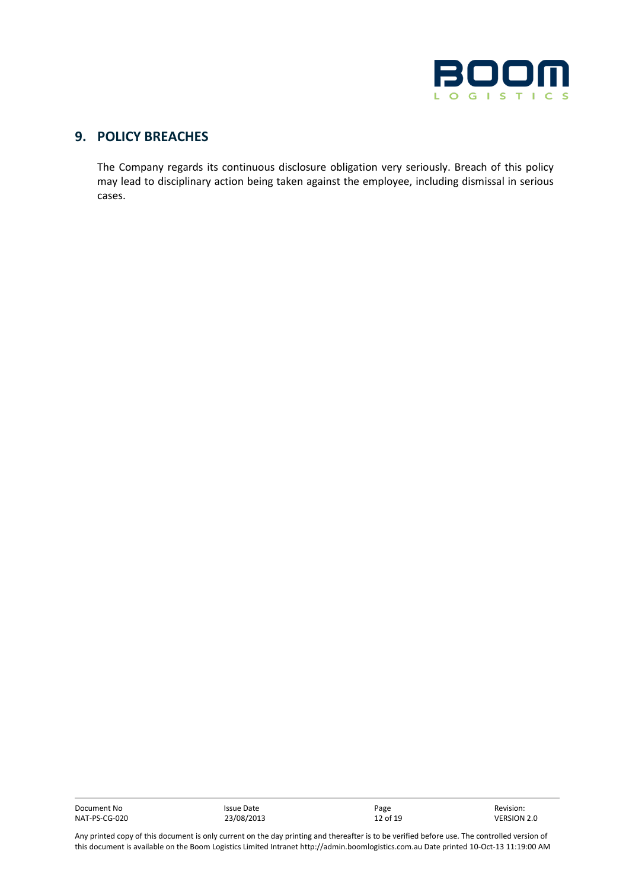## 9. POLICY BREACHES

The Company regards its continuous disclosure obligation very seriously. Breach of this policy may lead to disciplinary action being taken against the employee, including dismissal in serious cases.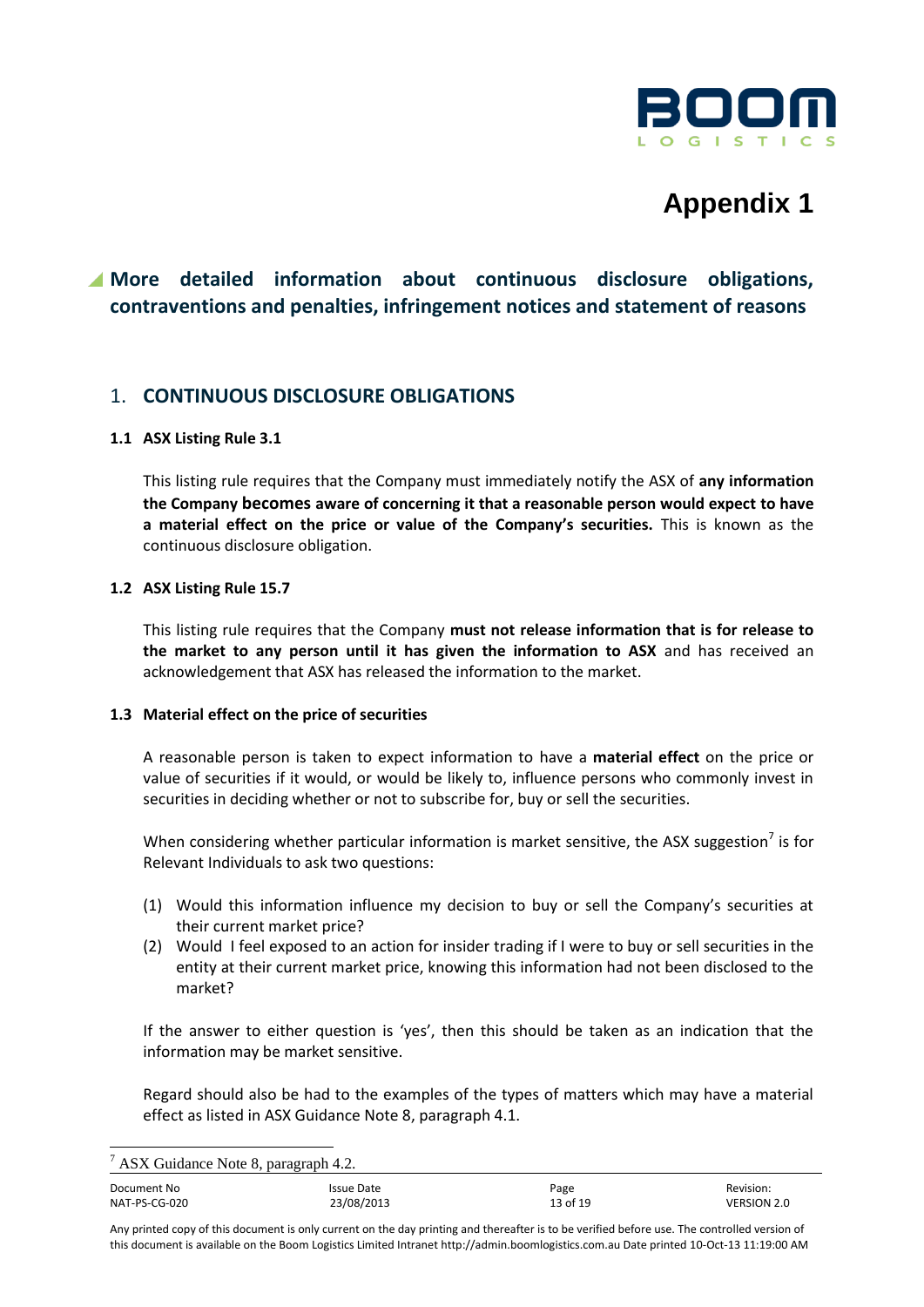# Appendix 1

## More detailed information about continuous disclosure obligations, contraventions and penalties, infringement notices and statement of reasons

### 1. CONTINUOUS DISCLOSURE OBLIGATIONS

#### 1.1 ASX Listing Rule 3.1

This listing rule requires that the Company must immediately notify the ASX of **any information the Company becomes aware of concerning it that a reasonable person would expect to have a material effect on the price or value of the Company's securities.** This is known as the continuous disclosure obligation.

#### 1.2 ASX Listing Rule 15.7

This listing rule requires that the Company **must not release information that is for release to the market to any person until it has given the information to ASX** and has received an acknowledgement that ASX has released the information to the market.

#### 1.3 Material effect on the price of securities

A reasonable person is taken to expect information to have a **material effect** on the price or value of securities if it would, or would be likely to, influence persons who commonly invest in securities in deciding whether or not to subscribe for, buy or sell the securities.

When considering whether particular information is market sensitive, the ASX suggestion[7] is for Relevant Individuals to ask two questions:

(1) Would this information influence my decision to buy or sell the Company's securities at their current market price?

(2) Would I feel exposed to an action for insider trading if I were to buy or sell securities in the entity at their current market price, knowing this information had not been disclosed to the market?

If the answer to either question is 'yes', then this should be taken as an indication that the information may be market sensitive.

Regard should also be had to the examples of the types of matters which may have a material effect as listed in ASX Guidance Note 8, paragraph 4.1.

[7] ASX Guidance Note 8, paragraph 4.2.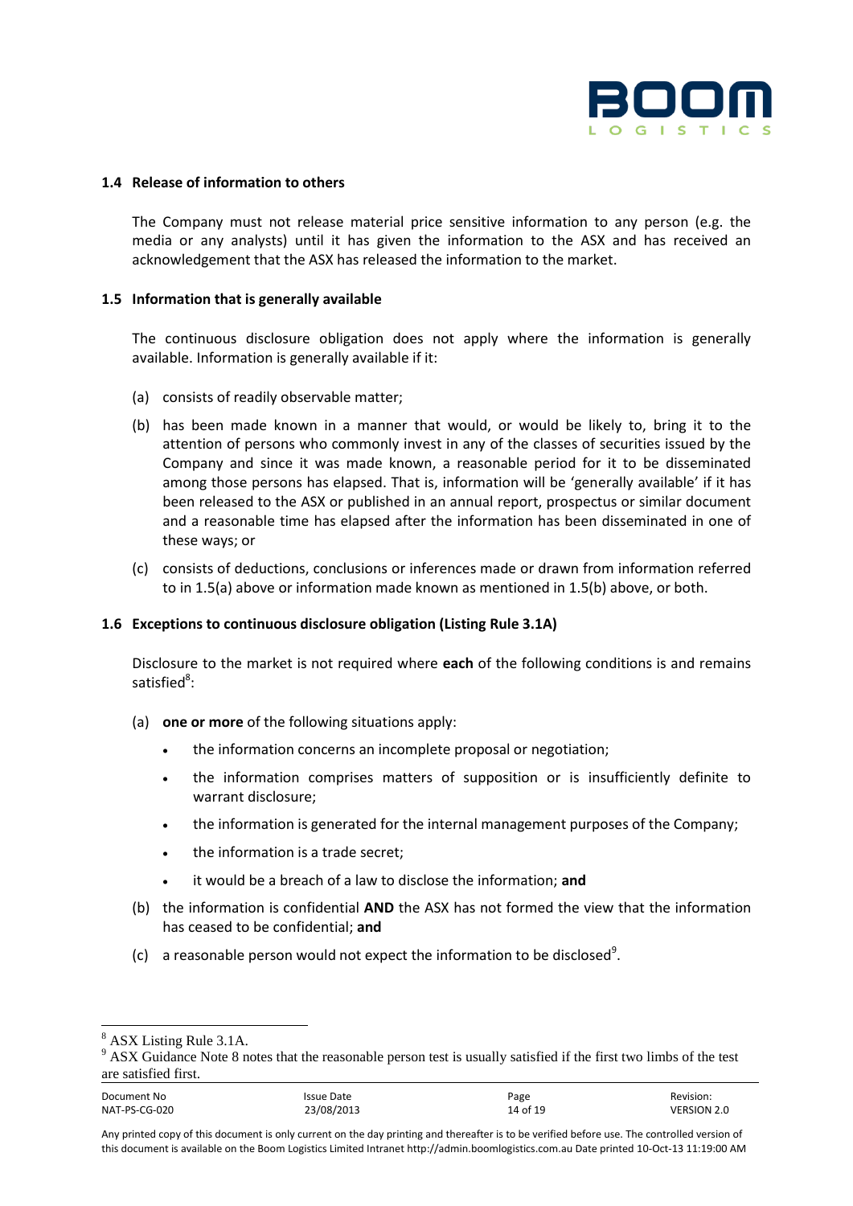### 1.4 Release of information to others

The Company must not release material price sensitive information to any person (e.g. the media or any analysts) until it has given the information to the ASX and has received an acknowledgement that the ASX has released the information to the market.

### 1.5 Information that is generally available

The continuous disclosure obligation does not apply where the information is generally available. Information is generally available if it:

(a) consists of readily observable matter;

(b) has been made known in a manner that would, or would be likely to, bring it to the attention of persons who commonly invest in any of the classes of securities issued by the Company and since it was made known, a reasonable period for it to be disseminated among those persons has elapsed. That is, information will be 'generally available' if it has been released to the ASX or published in an annual report, prospectus or similar document and a reasonable time has elapsed after the information has been disseminated in one of these ways; or

(c) consists of deductions, conclusions or inferences made or drawn from information referred to in 1.5(a) above or information made known as mentioned in 1.5(b) above, or both.

### 1.6 Exceptions to continuous disclosure obligation (Listing Rule 3.1A)

Disclosure to the market is not required where **each** of the following conditions is and remains satisfied[8]:

(a) **one or more** of the following situations apply:

- the information concerns an incomplete proposal or negotiation;
- the information comprises matters of supposition or is insufficiently definite to warrant disclosure;
- the information is generated for the internal management purposes of the Company;
- the information is a trade secret;
- it would be a breach of a law to disclose the information; **and**

(b) the information is confidential **AND** the ASX has not formed the view that the information has ceased to be confidential; **and**

(c) a reasonable person would not expect the information to be disclosed[9].

---

[8] ASX Listing Rule 3.1A.

[9] ASX Guidance Note 8 notes that the reasonable person test is usually satisfied if the first two limbs of the test are satisfied first.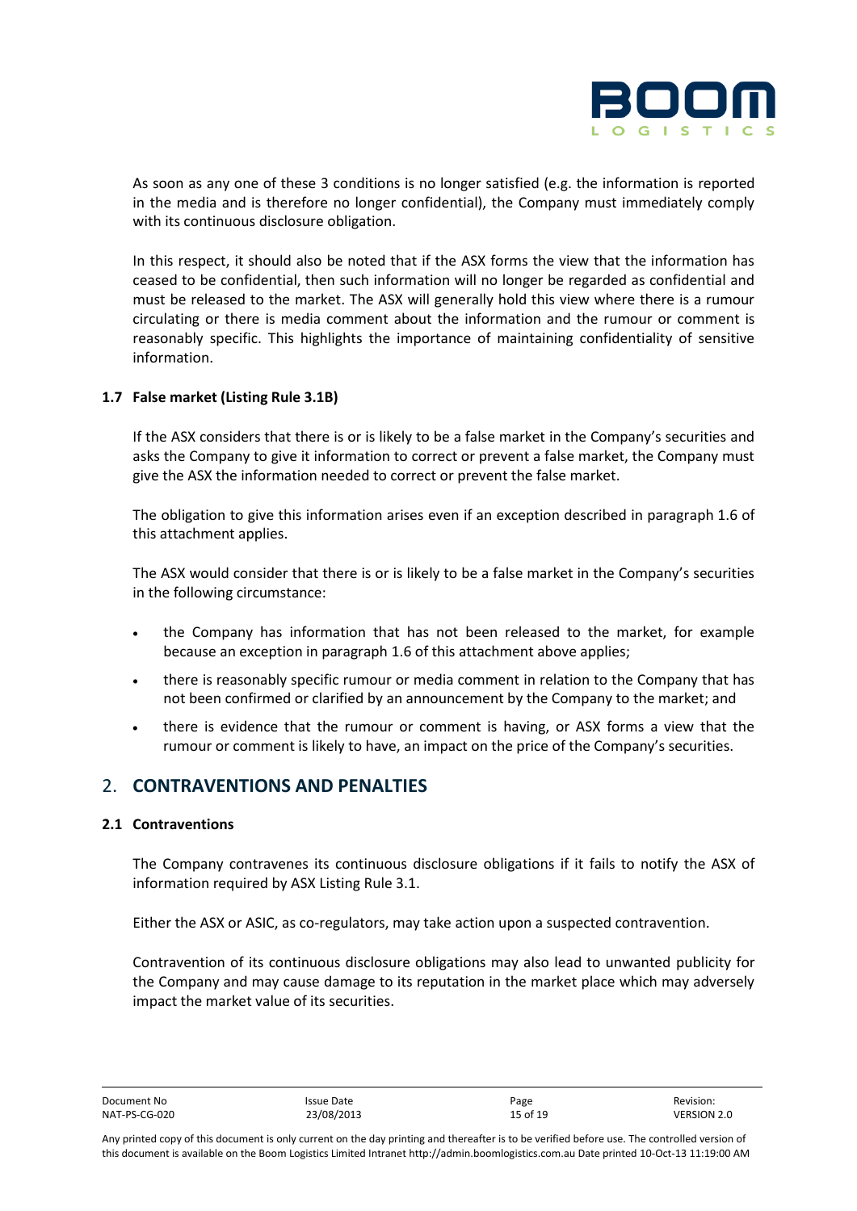As soon as any one of these 3 conditions is no longer satisfied (e.g. the information is reported in the media and is therefore no longer confidential), the Company must immediately comply with its continuous disclosure obligation.

In this respect, it should also be noted that if the ASX forms the view that the information has ceased to be confidential, then such information will no longer be regarded as confidential and must be released to the market. The ASX will generally hold this view where there is a rumour circulating or there is media comment about the information and the rumour or comment is reasonably specific. This highlights the importance of maintaining confidentiality of sensitive information.

### 1.7 False market (Listing Rule 3.1B)

If the ASX considers that there is or is likely to be a false market in the Company's securities and asks the Company to give it information to correct or prevent a false market, the Company must give the ASX the information needed to correct or prevent the false market.

The obligation to give this information arises even if an exception described in paragraph 1.6 of this attachment applies.

The ASX would consider that there is or is likely to be a false market in the Company's securities in the following circumstance:

- the Company has information that has not been released to the market, for example because an exception in paragraph 1.6 of this attachment above applies;
- there is reasonably specific rumour or media comment in relation to the Company that has not been confirmed or clarified by an announcement by the Company to the market; and
- there is evidence that the rumour or comment is having, or ASX forms a view that the rumour or comment is likely to have, an impact on the price of the Company's securities.

## 2. CONTRAVENTIONS AND PENALTIES

### 2.1 Contraventions

The Company contravenes its continuous disclosure obligations if it fails to notify the ASX of information required by ASX Listing Rule 3.1.

Either the ASX or ASIC, as co-regulators, may take action upon a suspected contravention.

Contravention of its continuous disclosure obligations may also lead to unwanted publicity for the Company and may cause damage to its reputation in the market place which may adversely impact the market value of its securities.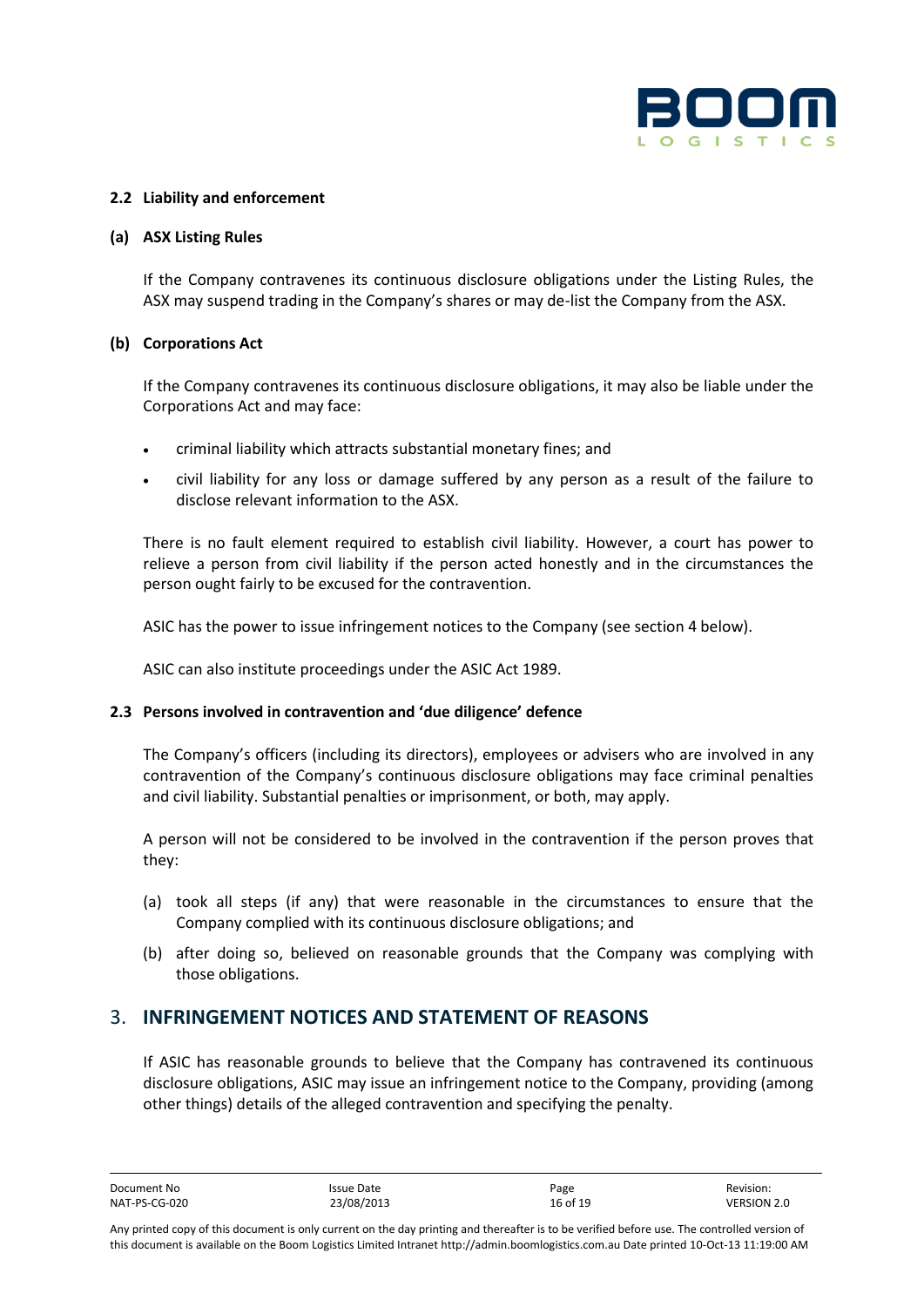### 2.2 Liability and enforcement

#### (a) ASX Listing Rules

If the Company contravenes its continuous disclosure obligations under the Listing Rules, the ASX may suspend trading in the Company's shares or may de-list the Company from the ASX.

#### (b) Corporations Act

If the Company contravenes its continuous disclosure obligations, it may also be liable under the Corporations Act and may face:

- criminal liability which attracts substantial monetary fines; and
- civil liability for any loss or damage suffered by any person as a result of the failure to disclose relevant information to the ASX.

There is no fault element required to establish civil liability. However, a court has power to relieve a person from civil liability if the person acted honestly and in the circumstances the person ought fairly to be excused for the contravention.

ASIC has the power to issue infringement notices to the Company (see section 4 below).

ASIC can also institute proceedings under the ASIC Act 1989.

### 2.3 Persons involved in contravention and 'due diligence' defence

The Company's officers (including its directors), employees or advisers who are involved in any contravention of the Company's continuous disclosure obligations may face criminal penalties and civil liability. Substantial penalties or imprisonment, or both, may apply.

A person will not be considered to be involved in the contravention if the person proves that they:

(a) took all steps (if any) that were reasonable in the circumstances to ensure that the Company complied with its continuous disclosure obligations; and

(b) after doing so, believed on reasonable grounds that the Company was complying with those obligations.

## 3. INFRINGEMENT NOTICES AND STATEMENT OF REASONS

If ASIC has reasonable grounds to believe that the Company has contravened its continuous disclosure obligations, ASIC may issue an infringement notice to the Company, providing (among other things) details of the alleged contravention and specifying the penalty.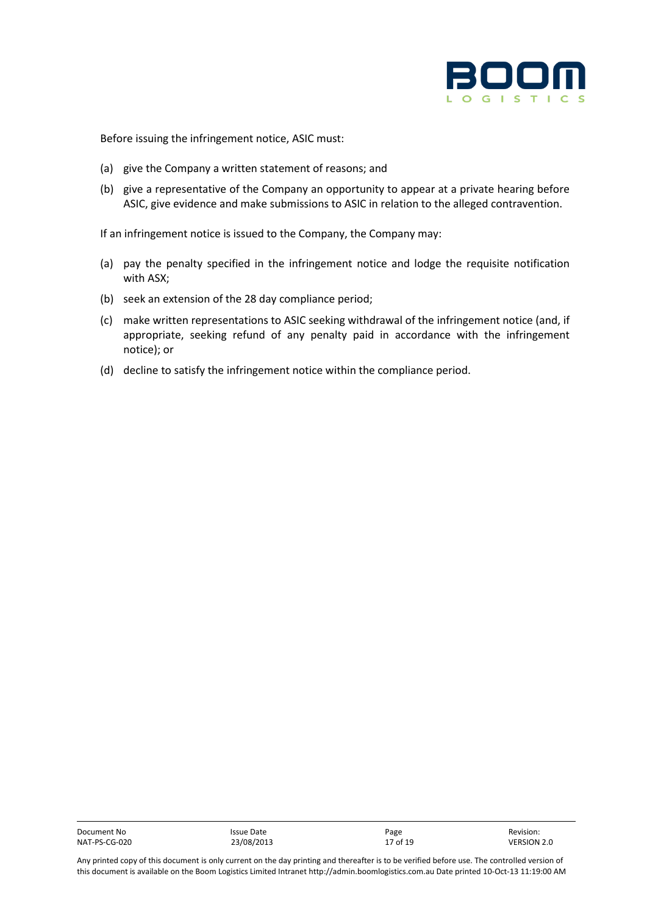Before issuing the infringement notice, ASIC must:

(a) give the Company a written statement of reasons; and

(b) give a representative of the Company an opportunity to appear at a private hearing before ASIC, give evidence and make submissions to ASIC in relation to the alleged contravention.

If an infringement notice is issued to the Company, the Company may:

(a) pay the penalty specified in the infringement notice and lodge the requisite notification with ASX;

(b) seek an extension of the 28 day compliance period;

(c) make written representations to ASIC seeking withdrawal of the infringement notice (and, if appropriate, seeking refund of any penalty paid in accordance with the infringement notice); or

(d) decline to satisfy the infringement notice within the compliance period.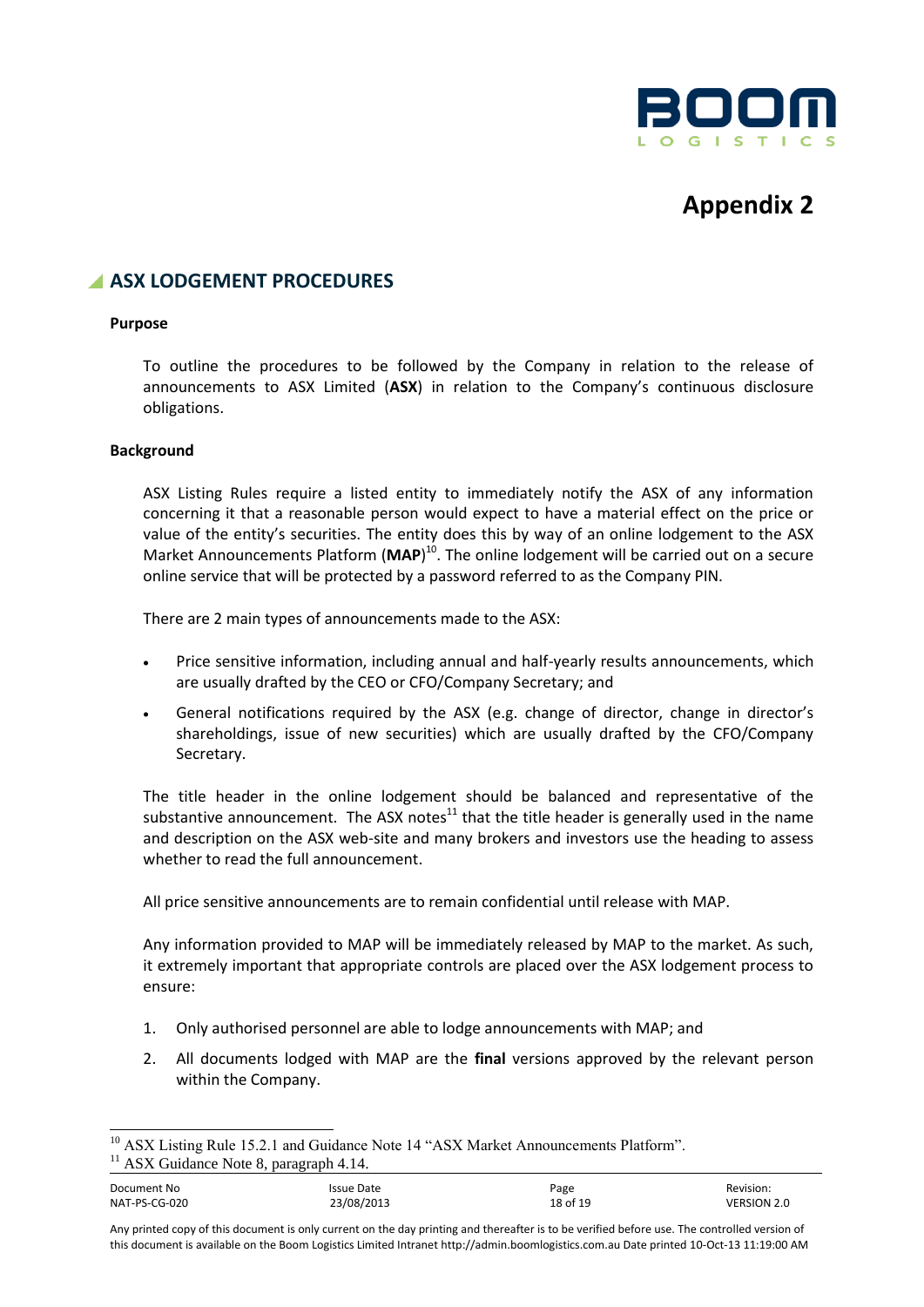# Appendix 2

## ASX LODGEMENT PROCEDURES

**Purpose**

To outline the procedures to be followed by the Company in relation to the release of announcements to ASX Limited (**ASX**) in relation to the Company's continuous disclosure obligations.

**Background**

ASX Listing Rules require a listed entity to immediately notify the ASX of any information concerning it that a reasonable person would expect to have a material effect on the price or value of the entity's securities. The entity does this by way of an online lodgement to the ASX Market Announcements Platform (**MAP**)[10]. The online lodgement will be carried out on a secure online service that will be protected by a password referred to as the Company PIN.

There are 2 main types of announcements made to the ASX:

- Price sensitive information, including annual and half-yearly results announcements, which are usually drafted by the CEO or CFO/Company Secretary; and
- General notifications required by the ASX (e.g. change of director, change in director's shareholdings, issue of new securities) which are usually drafted by the CFO/Company Secretary.

The title header in the online lodgement should be balanced and representative of the substantive announcement. The ASX notes[11] that the title header is generally used in the name and description on the ASX web-site and many brokers and investors use the heading to assess whether to read the full announcement.

All price sensitive announcements are to remain confidential until release with MAP.

Any information provided to MAP will be immediately released by MAP to the market. As such, it extremely important that appropriate controls are placed over the ASX lodgement process to ensure:

1. Only authorised personnel are able to lodge announcements with MAP; and
2. All documents lodged with MAP are the **final** versions approved by the relevant person within the Company.

---

[10] ASX Listing Rule 15.2.1 and Guidance Note 14 "ASX Market Announcements Platform".

[11] ASX Guidance Note 8, paragraph 4.14.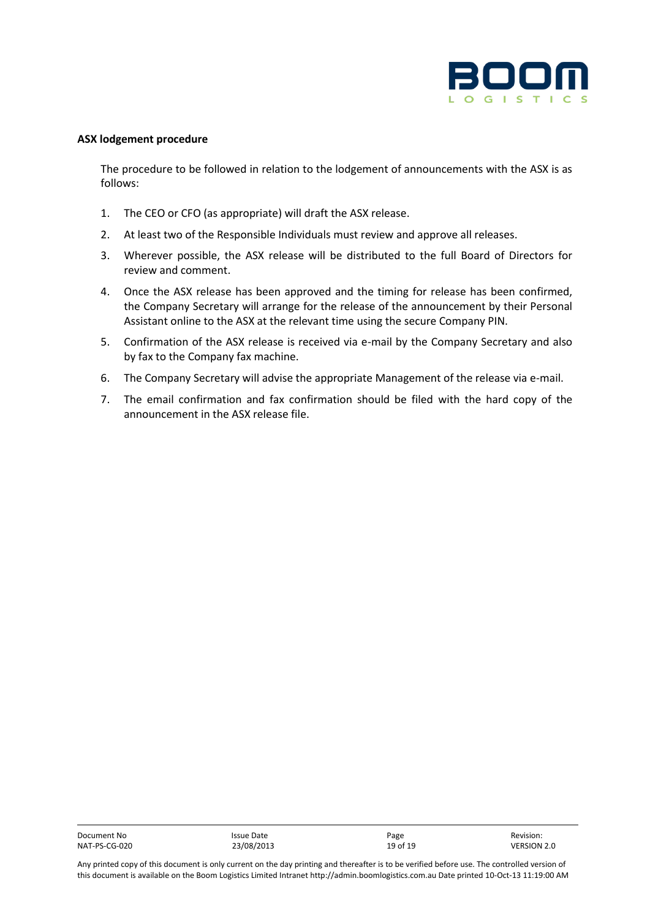**ASX lodgement procedure**

The procedure to be followed in relation to the lodgement of announcements with the ASX is as follows:

1. The CEO or CFO (as appropriate) will draft the ASX release.
2. At least two of the Responsible Individuals must review and approve all releases.
3. Wherever possible, the ASX release will be distributed to the full Board of Directors for review and comment.
4. Once the ASX release has been approved and the timing for release has been confirmed, the Company Secretary will arrange for the release of the announcement by their Personal Assistant online to the ASX at the relevant time using the secure Company PIN.
5. Confirmation of the ASX release is received via e-mail by the Company Secretary and also by fax to the Company fax machine.
6. The Company Secretary will advise the appropriate Management of the release via e-mail.
7. The email confirmation and fax confirmation should be filed with the hard copy of the announcement in the ASX release file.